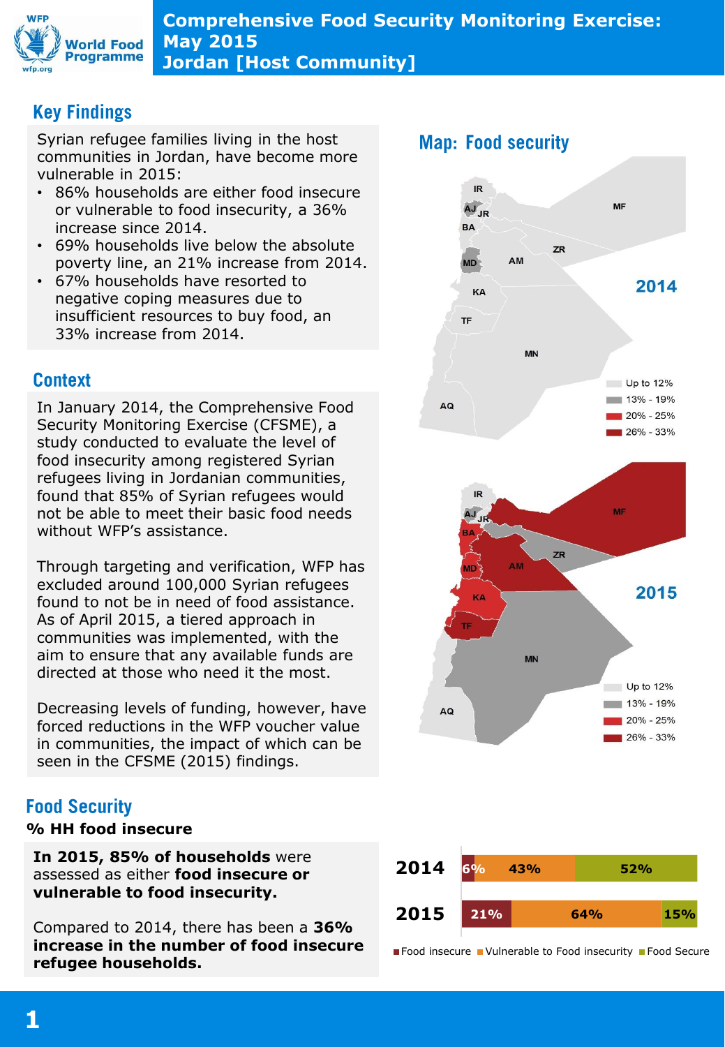# Comprehensive Food Security Monitoring Exercise: May 2015 Jordan [Host Community]

## Key Findings

Syrian refugee families living in the host communities in Jordan, have become more vulnerable in 2015:

- 86% households are either food insecure or vulnerable to food insecurity, a 36% increase since 2014.
- 69% households live below the absolute poverty line, an 21% increase from 2014.
- 67% households have resorted to negative coping measures due to insufficient resources to buy food, an 33% increase from 2014.

## Context

In January 2014, the Comprehensive Food Security Monitoring Exercise (CFSME), a study conducted to evaluate the level of food insecurity among registered Syrian refugees living in Jordanian communities, found that 85% of Syrian refugees would not be able to meet their basic food needs without WFP's assistance.

Through targeting and verification, WFP has excluded around 100,000 Syrian refugees found to not be in need of food assistance. As of April 2015, a tiered approach in communities was implemented, with the aim to ensure that any available funds are directed at those who need it the most.

Decreasing levels of funding, however, have forced reductions in the WFP voucher value in communities, the impact of which can be seen in the CFSME (2015) findings.

## Map: Food security

2014

2015

Legend: Up to 12% | 13% - 19% | 20% - 25% | 26% - 33%

## Food Security

**% HH food insecure**

**In 2015, 85% of households** were assessed as either **food insecure or vulnerable to food insecurity.**

Compared to 2014, there has been a **36% increase in the number of food insecure refugee households.**

| Year | Food insecure | Vulnerable to Food insecurity | Food Secure |
|---|---|---|---|
| 2014 | 6% | 43% | 52% |
| 2015 | 21% | 64% | 15% |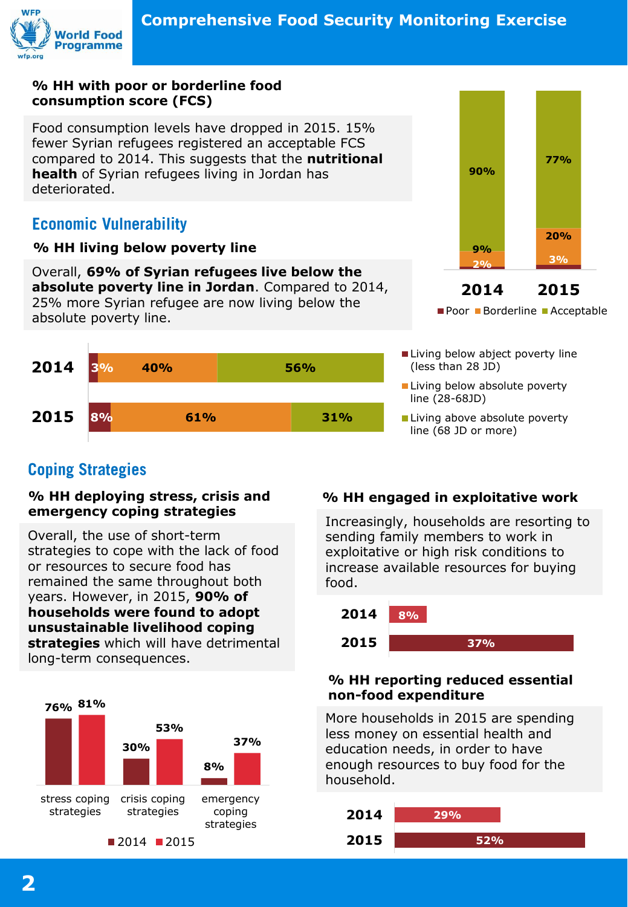# Comprehensive Food Security Monitoring Exercise

### % HH with poor or borderline food consumption score (FCS)

Food consumption levels have dropped in 2015. 15% fewer Syrian refugees registered an acceptable FCS compared to 2014. This suggests that the **nutritional health** of Syrian refugees living in Jordan has deteriorated.

90%
9%
2%
77%
20%
3%
2014
2015
Poor Borderline Acceptable

## Economic Vulnerability

### % HH living below poverty line

Overall, **69% of Syrian refugees live below the absolute poverty line in Jordan**. Compared to 2014, 25% more Syrian refugee are now living below the absolute poverty line.

2014 3% 40% 56%
2015 8% 61% 31%

Living below abject poverty line (less than 28 JD)
Living below absolute poverty line (28-68JD)
Living above absolute poverty line (68 JD or more)

## Coping Strategies

### % HH deploying stress, crisis and emergency coping strategies

Overall, the use of short-term strategies to cope with the lack of food or resources to secure food has remained the same throughout both years. However, in 2015, **90% of households were found to adopt unsustainable livelihood coping strategies** which will have detrimental long-term consequences.

76% 81%
30% 53%
8% 37%
stress coping strategies
crisis coping strategies
emergency coping strategies
2014 2015

### % HH engaged in exploitative work

Increasingly, households are resorting to sending family members to work in exploitative or high risk conditions to increase available resources for buying food.

2014 8%
2015 37%

### % HH reporting reduced essential non-food expenditure

More households in 2015 are spending less money on essential health and education needs, in order to have enough resources to buy food for the household.

2014 29%
2015 52%